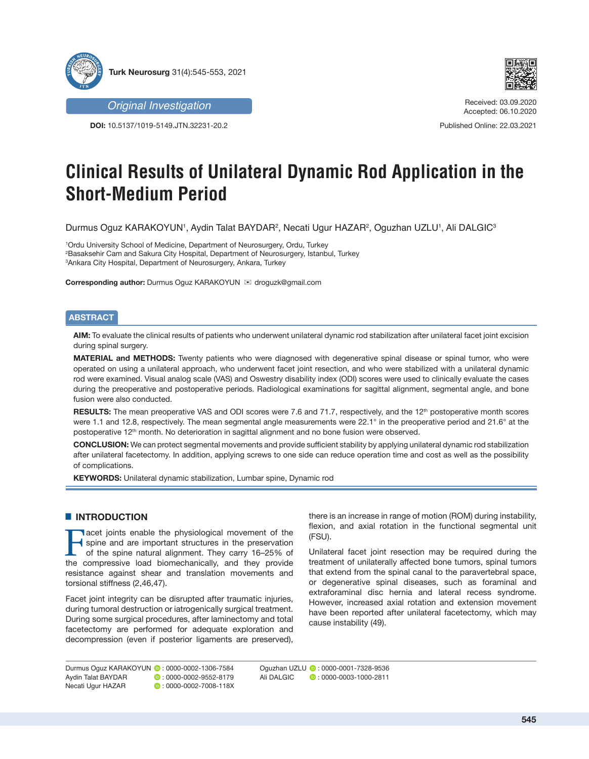Original Investigation

DOI: 10.5137/1019-5149.JTN.32231-20.2

Received: 03.09.2020
Accepted: 06.10.2020

Published Online: 22.03.2021

# Clinical Results of Unilateral Dynamic Rod Application in the Short-Medium Period

Durmus Oguz KARAKOYUN[1], Aydin Talat BAYDAR[2], Necati Ugur HAZAR[2], Oguzhan UZLU[1], Ali DALGIC[3]

[1]Ordu University School of Medicine, Department of Neurosurgery, Ordu, Turkey
[2]Basaksehir Cam and Sakura City Hospital, Department of Neurosurgery, Istanbul, Turkey
[3]Ankara City Hospital, Department of Neurosurgery, Ankara, Turkey

**Corresponding author:** Durmus Oguz KARAKOYUN ✉ droguzk@gmail.com

## ABSTRACT

**AIM:** To evaluate the clinical results of patients who underwent unilateral dynamic rod stabilization after unilateral facet joint excision during spinal surgery.

**MATERIAL and METHODS:** Twenty patients who were diagnosed with degenerative spinal disease or spinal tumor, who were operated on using a unilateral approach, who underwent facet joint resection, and who were stabilized with a unilateral dynamic rod were examined. Visual analog scale (VAS) and Oswestry disability index (ODI) scores were used to clinically evaluate the cases during the preoperative and postoperative periods. Radiological examinations for sagittal alignment, segmental angle, and bone fusion were also conducted.

**RESULTS:** The mean preoperative VAS and ODI scores were 7.6 and 71.7, respectively, and the 12$^{th}$ postoperative month scores were 1.1 and 12.8, respectively. The mean segmental angle measurements were 22.1° in the preoperative period and 21.6° at the postoperative 12$^{th}$ month. No deterioration in sagittal alignment and no bone fusion were observed.

**CONCLUSION:** We can protect segmental movements and provide sufficient stability by applying unilateral dynamic rod stabilization after unilateral facetectomy. In addition, applying screws to one side can reduce operation time and cost as well as the possibility of complications.

**KEYWORDS:** Unilateral dynamic stabilization, Lumbar spine, Dynamic rod

## INTRODUCTION

Facet joints enable the physiological movement of the spine and are important structures in the preservation of the spine natural alignment. They carry 16–25% of the compressive load biomechanically, and they provide resistance against shear and translation movements and torsional stiffness (2,46,47).

Facet joint integrity can be disrupted after traumatic injuries, during tumoral destruction or iatrogenically surgical treatment. During some surgical procedures, after laminectomy and total facetectomy are performed for adequate exploration and decompression (even if posterior ligaments are preserved), there is an increase in range of motion (ROM) during instability, flexion, and axial rotation in the functional segmental unit (FSU).

Unilateral facet joint resection may be required during the treatment of unilaterally affected bone tumors, spinal tumors that extend from the spinal canal to the paravertebral space, or degenerative spinal diseases, such as foraminal and extraforaminal disc hernia and lateral recess syndrome. However, increased axial rotation and extension movement have been reported after unilateral facetectomy, which may cause instability (49).

Durmus Oguz KARAKOYUN : 0000-0002-1306-7584
Aydin Talat BAYDAR : 0000-0002-9552-8179
Necati Ugur HAZAR : 0000-0002-7008-118X
Oguzhan UZLU : 0000-0001-7328-9536
Ali DALGIC : 0000-0003-1000-2811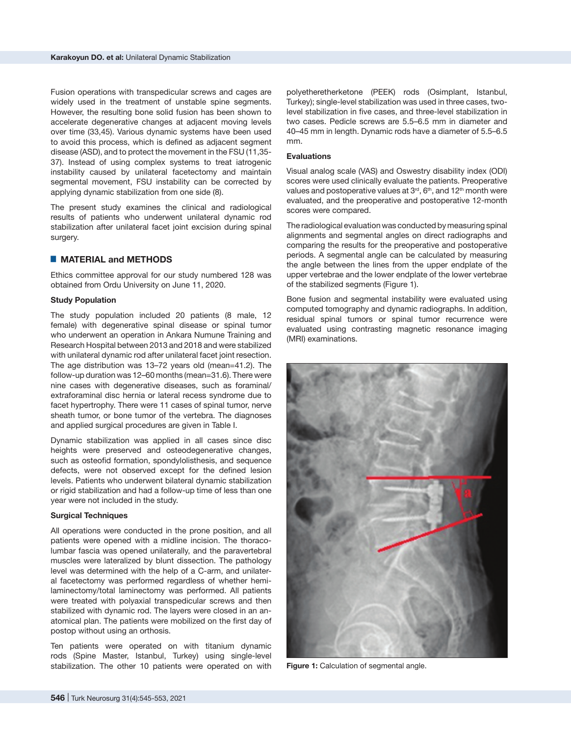Fusion operations with transpedicular screws and cages are widely used in the treatment of unstable spine segments. However, the resulting bone solid fusion has been shown to accelerate degenerative changes at adjacent moving levels over time (33,45). Various dynamic systems have been used to avoid this process, which is defined as adjacent segment disease (ASD), and to protect the movement in the FSU (11,35-37). Instead of using complex systems to treat iatrogenic instability caused by unilateral facetectomy and maintain segmental movement, FSU instability can be corrected by applying dynamic stabilization from one side (8).

The present study examines the clinical and radiological results of patients who underwent unilateral dynamic rod stabilization after unilateral facet joint excision during spinal surgery.

## MATERIAL and METHODS

Ethics committee approval for our study numbered 128 was obtained from Ordu University on June 11, 2020.

### Study Population

The study population included 20 patients (8 male, 12 female) with degenerative spinal disease or spinal tumor who underwent an operation in Ankara Numune Training and Research Hospital between 2013 and 2018 and were stabilized with unilateral dynamic rod after unilateral facet joint resection. The age distribution was 13–72 years old (mean=41.2). The follow-up duration was 12–60 months (mean=31.6). There were nine cases with degenerative diseases, such as foraminal/extraforaminal disc hernia or lateral recess syndrome due to facet hypertrophy. There were 11 cases of spinal tumor, nerve sheath tumor, or bone tumor of the vertebra. The diagnoses and applied surgical procedures are given in Table I.

Dynamic stabilization was applied in all cases since disc heights were preserved and osteodegenerative changes, such as osteofid formation, spondylolisthesis, and sequence defects, were not observed except for the defined lesion levels. Patients who underwent bilateral dynamic stabilization or rigid stabilization and had a follow-up time of less than one year were not included in the study.

### Surgical Techniques

All operations were conducted in the prone position, and all patients were opened with a midline incision. The thoraco-lumbar fascia was opened unilaterally, and the paravertebral muscles were lateralized by blunt dissection. The pathology level was determined with the help of a C-arm, and unilateral facetectomy was performed regardless of whether hemilaminectomy/total laminectomy was performed. All patients were treated with polyaxial transpedicular screws and then stabilized with dynamic rod. The layers were closed in an anatomical plan. The patients were mobilized on the first day of postop without using an orthosis.

Ten patients were operated on with titanium dynamic rods (Spine Master, Istanbul, Turkey) using single-level stabilization. The other 10 patients were operated on with polyetheretherketone (PEEK) rods (Osimplant, Istanbul, Turkey); single-level stabilization was used in three cases, two-level stabilization in five cases, and three-level stabilization in two cases. Pedicle screws are 5.5–6.5 mm in diameter and 40–45 mm in length. Dynamic rods have a diameter of 5.5–6.5 mm.

### Evaluations

Visual analog scale (VAS) and Oswestry disability index (ODI) scores were used clinically evaluate the patients. Preoperative values and postoperative values at 3rd, 6th, and 12th month were evaluated, and the preoperative and postoperative 12-month scores were compared.

The radiological evaluation was conducted by measuring spinal alignments and segmental angles on direct radiographs and comparing the results for the preoperative and postoperative periods. A segmental angle can be calculated by measuring the angle between the lines from the upper endplate of the upper vertebrae and the lower endplate of the lower vertebrae of the stabilized segments (Figure 1).

Bone fusion and segmental instability were evaluated using computed tomography and dynamic radiographs. In addition, residual spinal tumors or spinal tumor recurrence were evaluated using contrasting magnetic resonance imaging (MRI) examinations.

**Figure 1:** Calculation of segmental angle.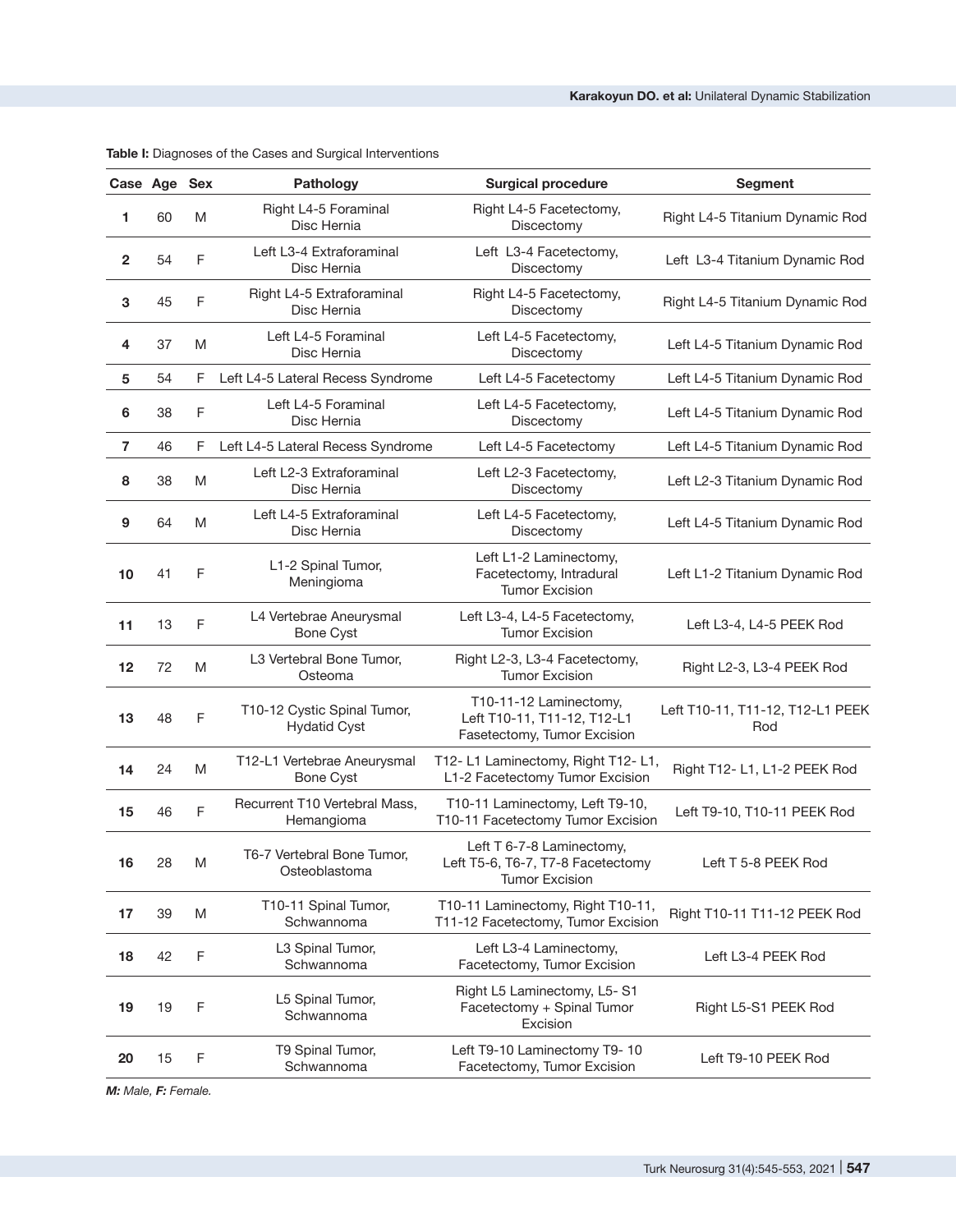**Table I:** Diagnoses of the Cases and Surgical Interventions

| Case | Age | Sex | Pathology | Surgical procedure | Segment |
|---|---|---|---|---|---|
| **1** | 60 | M | Right L4-5 Foraminal Disc Hernia | Right L4-5 Facetectomy, Discectomy | Right L4-5 Titanium Dynamic Rod |
| **2** | 54 | F | Left L3-4 Extraforaminal Disc Hernia | Left L3-4 Facetectomy, Discectomy | Left L3-4 Titanium Dynamic Rod |
| **3** | 45 | F | Right L4-5 Extraforaminal Disc Hernia | Right L4-5 Facetectomy, Discectomy | Right L4-5 Titanium Dynamic Rod |
| **4** | 37 | M | Left L4-5 Foraminal Disc Hernia | Left L4-5 Facetectomy, Discectomy | Left L4-5 Titanium Dynamic Rod |
| **5** | 54 | F | Left L4-5 Lateral Recess Syndrome | Left L4-5 Facetectomy | Left L4-5 Titanium Dynamic Rod |
| **6** | 38 | F | Left L4-5 Foraminal Disc Hernia | Left L4-5 Facetectomy, Discectomy | Left L4-5 Titanium Dynamic Rod |
| **7** | 46 | F | Left L4-5 Lateral Recess Syndrome | Left L4-5 Facetectomy | Left L4-5 Titanium Dynamic Rod |
| **8** | 38 | M | Left L2-3 Extraforaminal Disc Hernia | Left L2-3 Facetectomy, Discectomy | Left L2-3 Titanium Dynamic Rod |
| **9** | 64 | M | Left L4-5 Extraforaminal Disc Hernia | Left L4-5 Facetectomy, Discectomy | Left L4-5 Titanium Dynamic Rod |
| **10** | 41 | F | L1-2 Spinal Tumor, Meningioma | Left L1-2 Laminectomy, Facetectomy, Intradural Tumor Excision | Left L1-2 Titanium Dynamic Rod |
| **11** | 13 | F | L4 Vertebrae Aneurysmal Bone Cyst | Left L3-4, L4-5 Facetectomy, Tumor Excision | Left L3-4, L4-5 PEEK Rod |
| **12** | 72 | M | L3 Vertebral Bone Tumor, Osteoma | Right L2-3, L3-4 Facetectomy, Tumor Excision | Right L2-3, L3-4 PEEK Rod |
| **13** | 48 | F | T10-12 Cystic Spinal Tumor, Hydatid Cyst | T10-11-12 Laminectomy, Left T10-11, T11-12, T12-L1 Fasetectomy, Tumor Excision | Left T10-11, T11-12, T12-L1 PEEK Rod |
| **14** | 24 | M | T12-L1 Vertebrae Aneurysmal Bone Cyst | T12- L1 Laminectomy, Right T12- L1, L1-2 Facetectomy Tumor Excision | Right T12- L1, L1-2 PEEK Rod |
| **15** | 46 | F | Recurrent T10 Vertebral Mass, Hemangioma | T10-11 Laminectomy, Left T9-10, T10-11 Facetectomy Tumor Excision | Left T9-10, T10-11 PEEK Rod |
| **16** | 28 | M | T6-7 Vertebral Bone Tumor, Osteoblastoma | Left T 6-7-8 Laminectomy, Left T5-6, T6-7, T7-8 Facetectomy Tumor Excision | Left T 5-8 PEEK Rod |
| **17** | 39 | M | T10-11 Spinal Tumor, Schwannoma | T10-11 Laminectomy, Right T10-11, T11-12 Facetectomy, Tumor Excision | Right T10-11 T11-12 PEEK Rod |
| **18** | 42 | F | L3 Spinal Tumor, Schwannoma | Left L3-4 Laminectomy, Facetectomy, Tumor Excision | Left L3-4 PEEK Rod |
| **19** | 19 | F | L5 Spinal Tumor, Schwannoma | Right L5 Laminectomy, L5- S1 Facetectomy + Spinal Tumor Excision | Right L5-S1 PEEK Rod |
| **20** | 15 | F | T9 Spinal Tumor, Schwannoma | Left T9-10 Laminectomy T9- 10 Facetectomy, Tumor Excision | Left T9-10 PEEK Rod |

***M:** Male, **F:** Female.*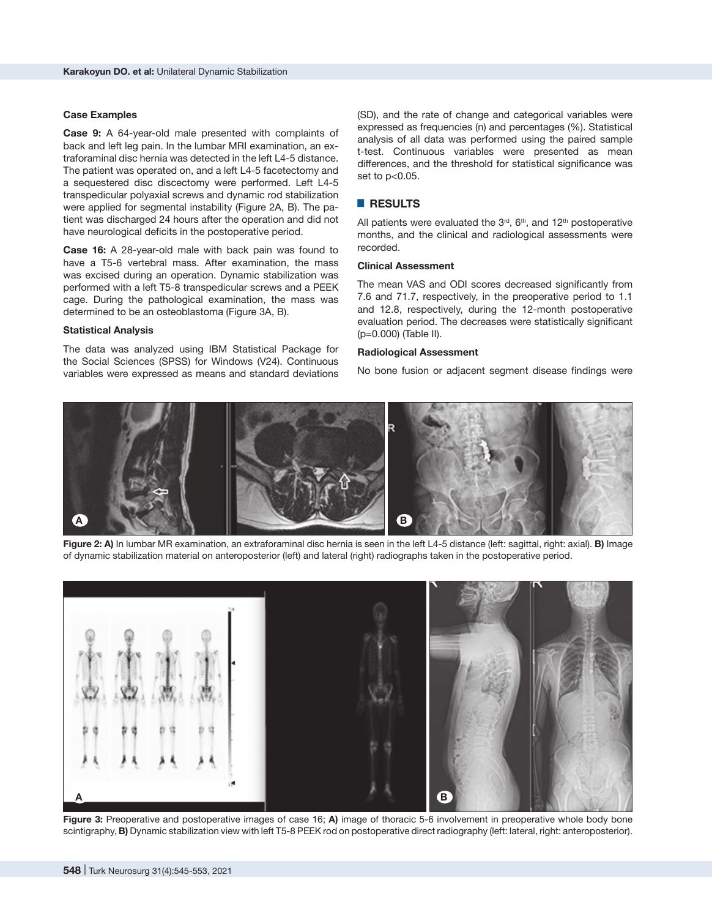### Case Examples

**Case 9:** A 64-year-old male presented with complaints of back and left leg pain. In the lumbar MRI examination, an extraforaminal disc hernia was detected in the left L4-5 distance. The patient was operated on, and a left L4-5 facetectomy and a sequestered disc discectomy were performed. Left L4-5 transpedicular polyaxial screws and dynamic rod stabilization were applied for segmental instability (Figure 2A, B). The patient was discharged 24 hours after the operation and did not have neurological deficits in the postoperative period.

**Case 16:** A 28-year-old male with back pain was found to have a T5-6 vertebral mass. After examination, the mass was excised during an operation. Dynamic stabilization was performed with a left T5-8 transpedicular screws and a PEEK cage. During the pathological examination, the mass was determined to be an osteoblastoma (Figure 3A, B).

### Statistical Analysis

The data was analyzed using IBM Statistical Package for the Social Sciences (SPSS) for Windows (V24). Continuous variables were expressed as means and standard deviations (SD), and the rate of change and categorical variables were expressed as frequencies (n) and percentages (%). Statistical analysis of all data was performed using the paired sample t-test. Continuous variables were presented as mean differences, and the threshold for statistical significance was set to $p<0.05$.

## RESULTS

All patients were evaluated the 3rd, 6th, and 12th postoperative months, and the clinical and radiological assessments were recorded.

### Clinical Assessment

The mean VAS and ODI scores decreased significantly from 7.6 and 71.7, respectively, in the preoperative period to 1.1 and 12.8, respectively, during the 12-month postoperative evaluation period. The decreases were statistically significant ($p=0.000$) (Table II).

### Radiological Assessment

No bone fusion or adjacent segment disease findings were

**Figure 2: A)** In lumbar MR examination, an extraforaminal disc hernia is seen in the left L4-5 distance (left: sagittal, right: axial). **B)** Image of dynamic stabilization material on anteroposterior (left) and lateral (right) radiographs taken in the postoperative period.

**Figure 3:** Preoperative and postoperative images of case 16; **A)** image of thoracic 5-6 involvement in preoperative whole body bone scintigraphy, **B)** Dynamic stabilization view with left T5-8 PEEK rod on postoperative direct radiography (left: lateral, right: anteroposterior).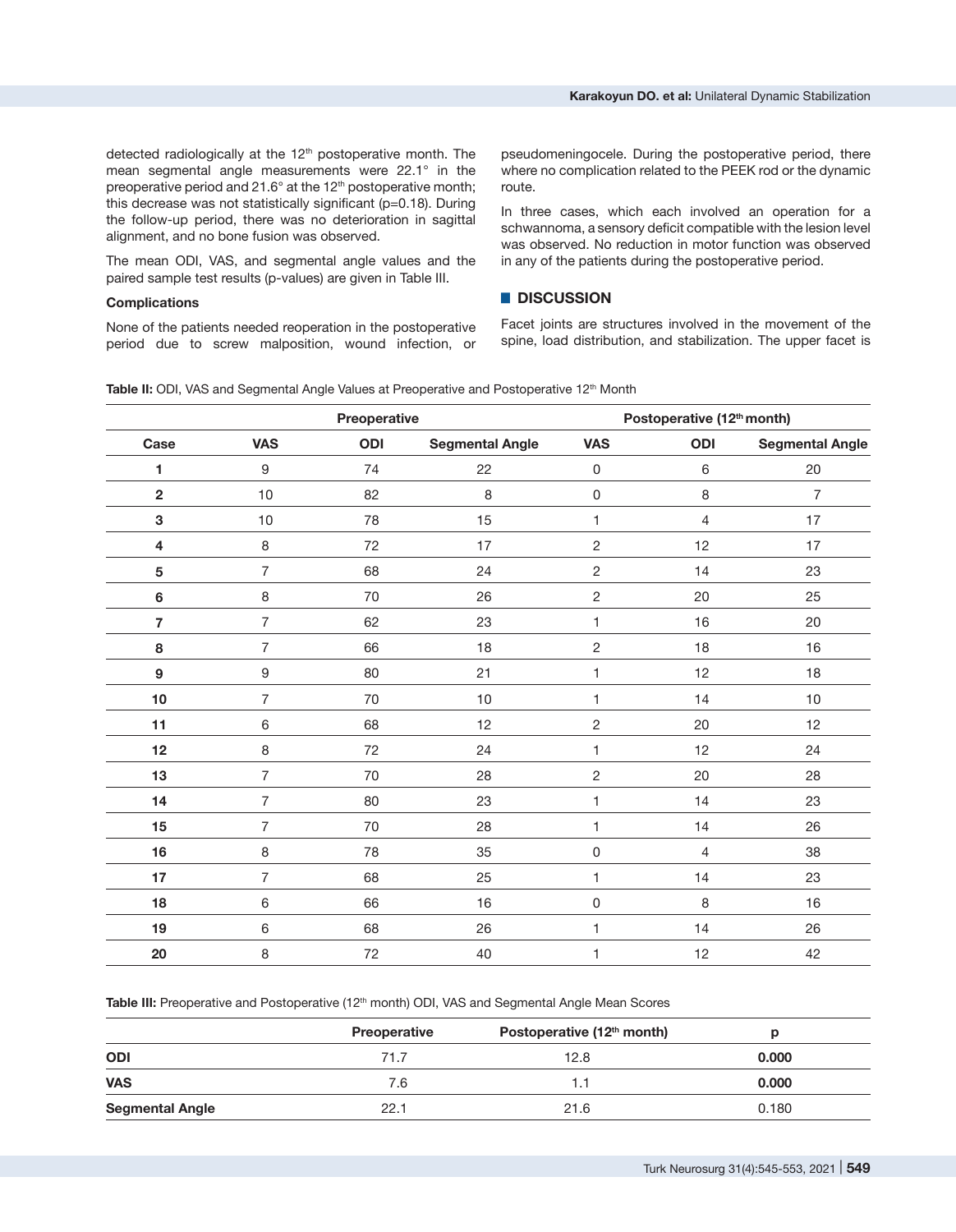detected radiologically at the 12th postoperative month. The mean segmental angle measurements were 22.1° in the preoperative period and 21.6° at the 12th postoperative month; this decrease was not statistically significant (p=0.18). During the follow-up period, there was no deterioration in sagittal alignment, and no bone fusion was observed.

The mean ODI, VAS, and segmental angle values and the paired sample test results (p-values) are given in Table III.

### Complications

None of the patients needed reoperation in the postoperative period due to screw malposition, wound infection, or pseudomeningocele. During the postoperative period, there where no complication related to the PEEK rod or the dynamic route.

In three cases, which each involved an operation for a schwannoma, a sensory deficit compatible with the lesion level was observed. No reduction in motor function was observed in any of the patients during the postoperative period.

## DISCUSSION

Facet joints are structures involved in the movement of the spine, load distribution, and stabilization. The upper facet is

**Table II:** ODI, VAS and Segmental Angle Values at Preoperative and Postoperative 12th Month

| | Preoperative | | | Postoperative (12th month) | | |
|---|---|---|---|---|---|---|
| **Case** | **VAS** | **ODI** | **Segmental Angle** | **VAS** | **ODI** | **Segmental Angle** |
| **1** | 9 | 74 | 22 | 0 | 6 | 20 |
| **2** | 10 | 82 | 8 | 0 | 8 | 7 |
| **3** | 10 | 78 | 15 | 1 | 4 | 17 |
| **4** | 8 | 72 | 17 | 2 | 12 | 17 |
| **5** | 7 | 68 | 24 | 2 | 14 | 23 |
| **6** | 8 | 70 | 26 | 2 | 20 | 25 |
| **7** | 7 | 62 | 23 | 1 | 16 | 20 |
| **8** | 7 | 66 | 18 | 2 | 18 | 16 |
| **9** | 9 | 80 | 21 | 1 | 12 | 18 |
| **10** | 7 | 70 | 10 | 1 | 14 | 10 |
| **11** | 6 | 68 | 12 | 2 | 20 | 12 |
| **12** | 8 | 72 | 24 | 1 | 12 | 24 |
| **13** | 7 | 70 | 28 | 2 | 20 | 28 |
| **14** | 7 | 80 | 23 | 1 | 14 | 23 |
| **15** | 7 | 70 | 28 | 1 | 14 | 26 |
| **16** | 8 | 78 | 35 | 0 | 4 | 38 |
| **17** | 7 | 68 | 25 | 1 | 14 | 23 |
| **18** | 6 | 66 | 16 | 0 | 8 | 16 |
| **19** | 6 | 68 | 26 | 1 | 14 | 26 |
| **20** | 8 | 72 | 40 | 1 | 12 | 42 |

**Table III:** Preoperative and Postoperative (12th month) ODI, VAS and Segmental Angle Mean Scores

| | Preoperative | Postoperative (12th month) | p |
|---|---|---|---|
| **ODI** | 71.7 | 12.8 | **0.000** |
| **VAS** | 7.6 | 1.1 | **0.000** |
| **Segmental Angle** | 22.1 | 21.6 | 0.180 |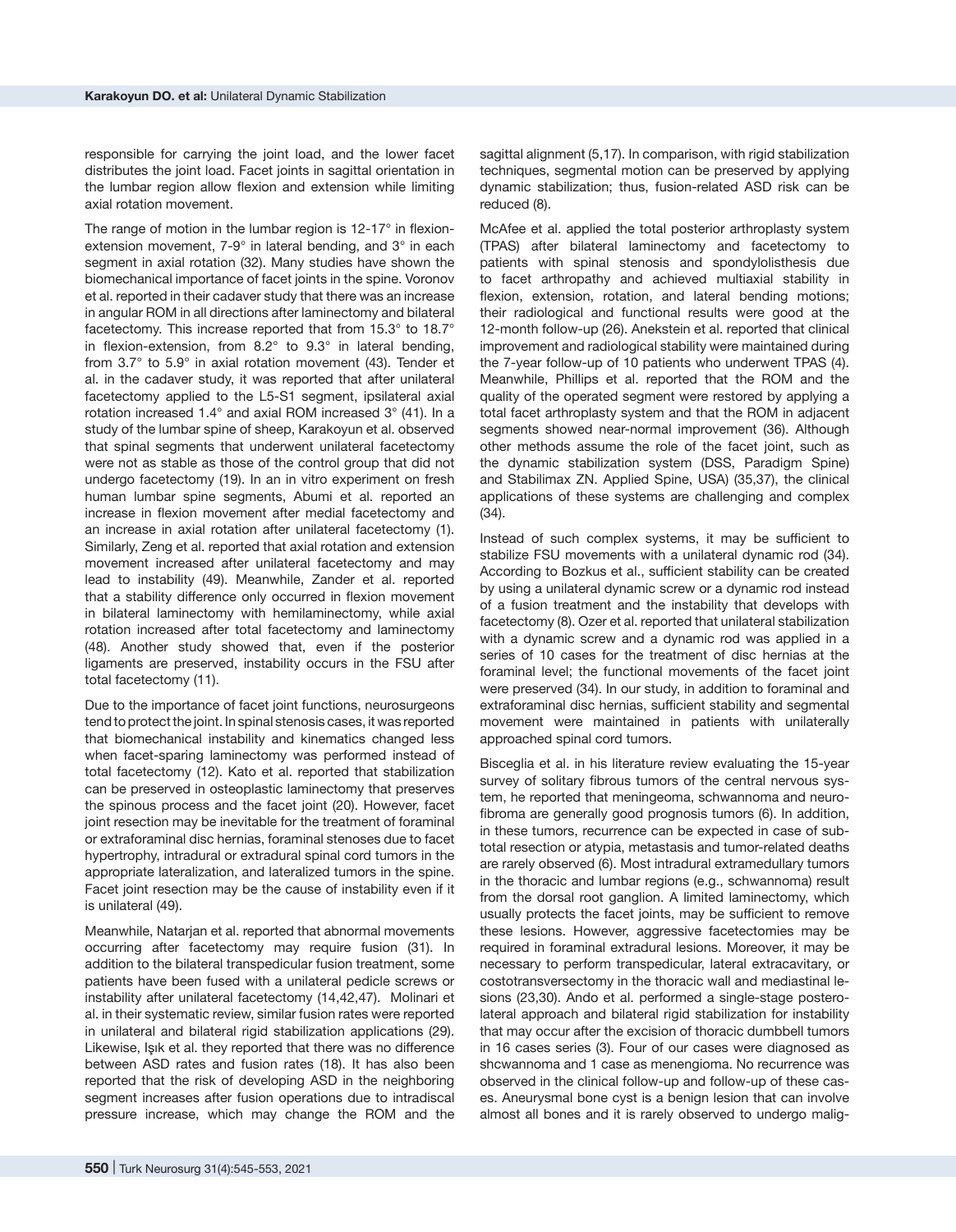responsible for carrying the joint load, and the lower facet distributes the joint load. Facet joints in sagittal orientation in the lumbar region allow flexion and extension while limiting axial rotation movement.

The range of motion in the lumbar region is 12-17° in flexion-extension movement, 7-9° in lateral bending, and 3° in each segment in axial rotation (32). Many studies have shown the biomechanical importance of facet joints in the spine. Voronov et al. reported in their cadaver study that there was an increase in angular ROM in all directions after laminectomy and bilateral facetectomy. This increase reported that from 15.3° to 18.7° in flexion-extension, from 8.2° to 9.3° in lateral bending, from 3.7° to 5.9° in axial rotation movement (43). Tender et al. in the cadaver study, it was reported that after unilateral facetectomy applied to the L5-S1 segment, ipsilateral axial rotation increased 1.4° and axial ROM increased 3° (41). In a study of the lumbar spine of sheep, Karakoyun et al. observed that spinal segments that underwent unilateral facetectomy were not as stable as those of the control group that did not undergo facetectomy (19). In an in vitro experiment on fresh human lumbar spine segments, Abumi et al. reported an increase in flexion movement after medial facetectomy and an increase in axial rotation after unilateral facetectomy (1). Similarly, Zeng et al. reported that axial rotation and extension movement increased after unilateral facetectomy and may lead to instability (49). Meanwhile, Zander et al. reported that a stability difference only occurred in flexion movement in bilateral laminectomy with hemilaminectomy, while axial rotation increased after total facetectomy and laminectomy (48). Another study showed that, even if the posterior ligaments are preserved, instability occurs in the FSU after total facetectomy (11).

Due to the importance of facet joint functions, neurosurgeons tend to protect the joint. In spinal stenosis cases, it was reported that biomechanical instability and kinematics changed less when facet-sparing laminectomy was performed instead of total facetectomy (12). Kato et al. reported that stabilization can be preserved in osteoplastic laminectomy that preserves the spinous process and the facet joint (20). However, facet joint resection may be inevitable for the treatment of foraminal or extraforaminal disc hernias, foraminal stenoses due to facet hypertrophy, intradural or extradural spinal cord tumors in the appropriate lateralization, and lateralized tumors in the spine. Facet joint resection may be the cause of instability even if it is unilateral (49).

Meanwhile, Natarjan et al. reported that abnormal movements occurring after facetectomy may require fusion (31). In addition to the bilateral transpedicular fusion treatment, some patients have been fused with a unilateral pedicle screws or instability after unilateral facetectomy (14,42,47). Molinari et al. in their systematic review, similar fusion rates were reported in unilateral and bilateral rigid stabilization applications (29). Likewise, Işık et al. they reported that there was no difference between ASD rates and fusion rates (18). It has also been reported that the risk of developing ASD in the neighboring segment increases after fusion operations due to intradiscal pressure increase, which may change the ROM and the sagittal alignment (5,17). In comparison, with rigid stabilization techniques, segmental motion can be preserved by applying dynamic stabilization; thus, fusion-related ASD risk can be reduced (8).

McAfee et al. applied the total posterior arthroplasty system (TPAS) after bilateral laminectomy and facetectomy to patients with spinal stenosis and spondylolisthesis due to facet arthropathy and achieved multiaxial stability in flexion, extension, rotation, and lateral bending motions; their radiological and functional results were good at the 12-month follow-up (26). Anekstein et al. reported that clinical improvement and radiological stability were maintained during the 7-year follow-up of 10 patients who underwent TPAS (4). Meanwhile, Phillips et al. reported that the ROM and the quality of the operated segment were restored by applying a total facet arthroplasty system and that the ROM in adjacent segments showed near-normal improvement (36). Although other methods assume the role of the facet joint, such as the dynamic stabilization system (DSS, Paradigm Spine) and Stabilimax ZN. Applied Spine, USA) (35,37), the clinical applications of these systems are challenging and complex (34).

Instead of such complex systems, it may be sufficient to stabilize FSU movements with a unilateral dynamic rod (34). According to Bozkus et al., sufficient stability can be created by using a unilateral dynamic screw or a dynamic rod instead of a fusion treatment and the instability that develops with facetectomy (8). Ozer et al. reported that unilateral stabilization with a dynamic screw and a dynamic rod was applied in a series of 10 cases for the treatment of disc hernias at the foraminal level; the functional movements of the facet joint were preserved (34). In our study, in addition to foraminal and extraforaminal disc hernias, sufficient stability and segmental movement were maintained in patients with unilaterally approached spinal cord tumors.

Bisceglia et al. in his literature review evaluating the 15-year survey of solitary fibrous tumors of the central nervous system, he reported that meningeoma, schwannoma and neurofibroma are generally good prognosis tumors (6). In addition, in these tumors, recurrence can be expected in case of subtotal resection or atypia, metastasis and tumor-related deaths are rarely observed (6). Most intradural extramedullary tumors in the thoracic and lumbar regions (e.g., schwannoma) result from the dorsal root ganglion. A limited laminectomy, which usually protects the facet joints, may be sufficient to remove these lesions. However, aggressive facetectomies may be required in foraminal extradural lesions. Moreover, it may be necessary to perform transpedicular, lateral extracavitary, or costotransversectomy in the thoracic wall and mediastinal lesions (23,30). Ando et al. performed a single-stage posterolateral approach and bilateral rigid stabilization for instability that may occur after the excision of thoracic dumbbell tumors in 16 cases series (3). Four of our cases were diagnosed as shcwannoma and 1 case as menengioma. No recurrence was observed in the clinical follow-up and follow-up of these cases. Aneurysmal bone cyst is a benign lesion that can involve almost all bones and it is rarely observed to undergo malig-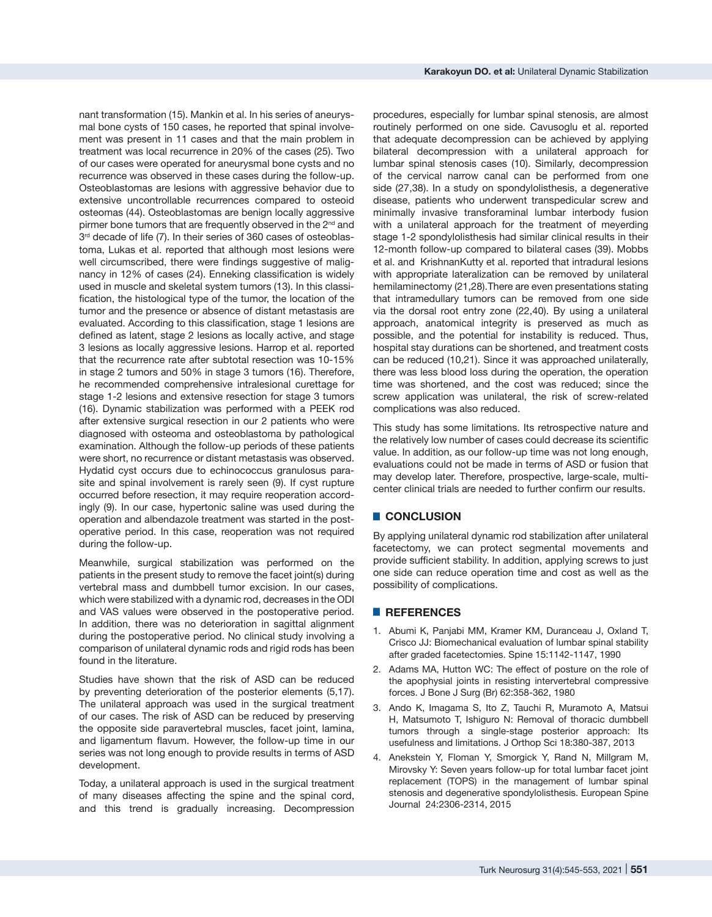nant transformation (15). Mankin et al. In his series of aneurysmal bone cysts of 150 cases, he reported that spinal involvement was present in 11 cases and that the main problem in treatment was local recurrence in 20% of the cases (25). Two of our cases were operated for aneurysmal bone cysts and no recurrence was observed in these cases during the follow-up. Osteoblastomas are lesions with aggressive behavior due to extensive uncontrollable recurrences compared to osteoid osteomas (44). Osteoblastomas are benign locally aggressive pirmer bone tumors that are frequently observed in the 2nd and 3rd decade of life (7). In their series of 360 cases of osteoblastoma, Lukas et al. reported that although most lesions were well circumscribed, there were findings suggestive of malignancy in 12% of cases (24). Enneking classification is widely used in muscle and skeletal system tumors (13). In this classification, the histological type of the tumor, the location of the tumor and the presence or absence of distant metastasis are evaluated. According to this classification, stage 1 lesions are defined as latent, stage 2 lesions as locally active, and stage 3 lesions as locally aggressive lesions. Harrop et al. reported that the recurrence rate after subtotal resection was 10-15% in stage 2 tumors and 50% in stage 3 tumors (16). Therefore, he recommended comprehensive intralesional curettage for stage 1-2 lesions and extensive resection for stage 3 tumors (16). Dynamic stabilization was performed with a PEEK rod after extensive surgical resection in our 2 patients who were diagnosed with osteoma and osteoblastoma by pathological examination. Although the follow-up periods of these patients were short, no recurrence or distant metastasis was observed. Hydatid cyst occurs due to echinococcus granulosus parasite and spinal involvement is rarely seen (9). If cyst rupture occurred before resection, it may require reoperation accordingly (9). In our case, hypertonic saline was used during the operation and albendazole treatment was started in the postoperative period. In this case, reoperation was not required during the follow-up.

Meanwhile, surgical stabilization was performed on the patients in the present study to remove the facet joint(s) during vertebral mass and dumbbell tumor excision. In our cases, which were stabilized with a dynamic rod, decreases in the ODI and VAS values were observed in the postoperative period. In addition, there was no deterioration in sagittal alignment during the postoperative period. No clinical study involving a comparison of unilateral dynamic rods and rigid rods has been found in the literature.

Studies have shown that the risk of ASD can be reduced by preventing deterioration of the posterior elements (5,17). The unilateral approach was used in the surgical treatment of our cases. The risk of ASD can be reduced by preserving the opposite side paravertebral muscles, facet joint, lamina, and ligamentum flavum. However, the follow-up time in our series was not long enough to provide results in terms of ASD development.

Today, a unilateral approach is used in the surgical treatment of many diseases affecting the spine and the spinal cord, and this trend is gradually increasing. Decompression procedures, especially for lumbar spinal stenosis, are almost routinely performed on one side. Cavusoglu et al. reported that adequate decompression can be achieved by applying bilateral decompression with a unilateral approach for lumbar spinal stenosis cases (10). Similarly, decompression of the cervical narrow canal can be performed from one side (27,38). In a study on spondylolisthesis, a degenerative disease, patients who underwent transpedicular screw and minimally invasive transforaminal lumbar interbody fusion with a unilateral approach for the treatment of meyerding stage 1-2 spondylolisthesis had similar clinical results in their 12-month follow-up compared to bilateral cases (39). Mobbs et al. and KrishnanKutty et al. reported that intradural lesions with appropriate lateralization can be removed by unilateral hemilaminectomy (21,28).There are even presentations stating that intramedullary tumors can be removed from one side via the dorsal root entry zone (22,40). By using a unilateral approach, anatomical integrity is preserved as much as possible, and the potential for instability is reduced. Thus, hospital stay durations can be shortened, and treatment costs can be reduced (10,21). Since it was approached unilaterally, there was less blood loss during the operation, the operation time was shortened, and the cost was reduced; since the screw application was unilateral, the risk of screw-related complications was also reduced.

This study has some limitations. Its retrospective nature and the relatively low number of cases could decrease its scientific value. In addition, as our follow-up time was not long enough, evaluations could not be made in terms of ASD or fusion that may develop later. Therefore, prospective, large-scale, multicenter clinical trials are needed to further confirm our results.

## CONCLUSION

By applying unilateral dynamic rod stabilization after unilateral facetectomy, we can protect segmental movements and provide sufficient stability. In addition, applying screws to just one side can reduce operation time and cost as well as the possibility of complications.

## REFERENCES

1. Abumi K, Panjabi MM, Kramer KM, Duranceau J, Oxland T, Crisco JJ: Biomechanical evaluation of lumbar spinal stability after graded facetectomies. Spine 15:1142-1147, 1990
2. Adams MA, Hutton WC: The effect of posture on the role of the apophysial joints in resisting intervertebral compressive forces. J Bone J Surg (Br) 62:358-362, 1980
3. Ando K, Imagama S, Ito Z, Tauchi R, Muramoto A, Matsui H, Matsumoto T, Ishiguro N: Removal of thoracic dumbbell tumors through a single-stage posterior approach: Its usefulness and limitations. J Orthop Sci 18:380-387, 2013
4. Anekstein Y, Floman Y, Smorgick Y, Rand N, Millgram M, Mirovsky Y: Seven years follow-up for total lumbar facet joint replacement (TOPS) in the management of lumbar spinal stenosis and degenerative spondylolisthesis. European Spine Journal 24:2306-2314, 2015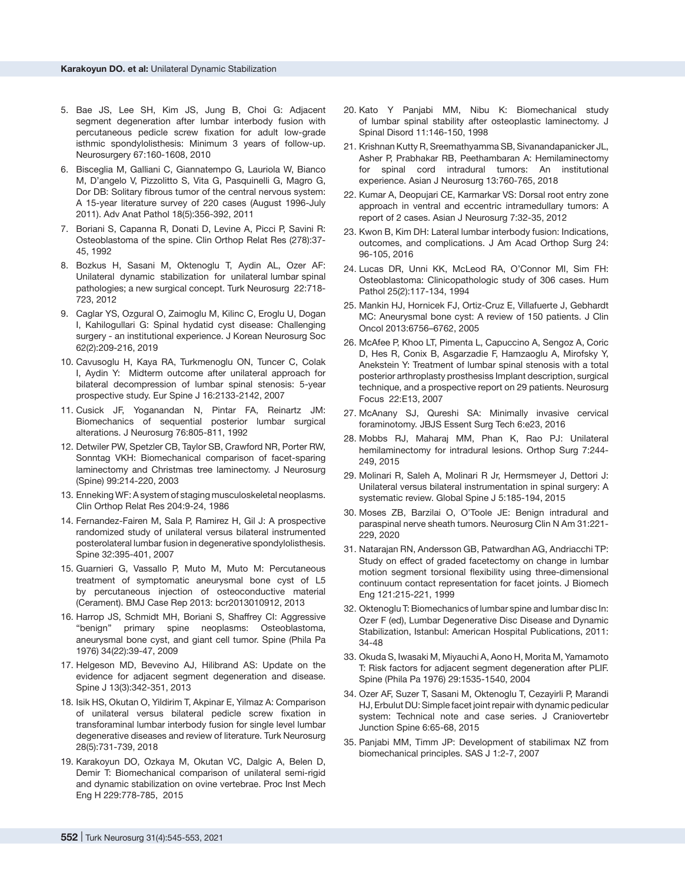5. Bae JS, Lee SH, Kim JS, Jung B, Choi G: Adjacent segment degeneration after lumbar interbody fusion with percutaneous pedicle screw fixation for adult low-grade isthmic spondylolisthesis: Minimum 3 years of follow-up. Neurosurgery 67:160-1608, 2010
6. Bisceglia M, Galliani C, Giannatempo G, Lauriola W, Bianco M, D'angelo V, Pizzolitto S, Vita G, Pasquinelli G, Magro G, Dor DB: Solitary fibrous tumor of the central nervous system: A 15-year literature survey of 220 cases (August 1996-July 2011). Adv Anat Pathol 18(5):356-392, 2011
7. Boriani S, Capanna R, Donati D, Levine A, Picci P, Savini R: Osteoblastoma of the spine. Clin Orthop Relat Res (278):37-45, 1992
8. Bozkus H, Sasani M, Oktenoglu T, Aydin AL, Ozer AF: Unilateral dynamic stabilization for unilateral lumbar spinal pathologies; a new surgical concept. Turk Neurosurg 22:718-723, 2012
9. Caglar YS, Ozgural O, Zaimoglu M, Kilinc C, Eroglu U, Dogan I, Kahilogullari G: Spinal hydatid cyst disease: Challenging surgery - an institutional experience. J Korean Neurosurg Soc 62(2):209-216, 2019
10. Cavusoglu H, Kaya RA, Turkmenoglu ON, Tuncer C, Colak I, Aydin Y: Midterm outcome after unilateral approach for bilateral decompression of lumbar spinal stenosis: 5-year prospective study. Eur Spine J 16:2133-2142, 2007
11. Cusick JF, Yoganandan N, Pintar FA, Reinartz JM: Biomechanics of sequential posterior lumbar surgical alterations. J Neurosurg 76:805-811, 1992
12. Detwiler PW, Spetzler CB, Taylor SB, Crawford NR, Porter RW, Sonntag VKH: Biomechanical comparison of facet-sparing laminectomy and Christmas tree laminectomy. J Neurosurg (Spine) 99:214-220, 2003
13. Enneking WF: A system of staging musculoskeletal neoplasms. Clin Orthop Relat Res 204:9-24, 1986
14. Fernandez-Fairen M, Sala P, Ramirez H, Gil J: A prospective randomized study of unilateral versus bilateral instrumented posterolateral lumbar fusion in degenerative spondylolisthesis. Spine 32:395-401, 2007
15. Guarnieri G, Vassallo P, Muto M, Muto M: Percutaneous treatment of symptomatic aneurysmal bone cyst of L5 by percutaneous injection of osteoconductive material (Cerament). BMJ Case Rep 2013: bcr2013010912, 2013
16. Harrop JS, Schmidt MH, Boriani S, Shaffrey CI: Aggressive "benign" primary spine neoplasms: Osteoblastoma, aneurysmal bone cyst, and giant cell tumor. Spine (Phila Pa 1976) 34(22):39-47, 2009
17. Helgeson MD, Bevevino AJ, Hilibrand AS: Update on the evidence for adjacent segment degeneration and disease. Spine J 13(3):342-351, 2013
18. Isik HS, Okutan O, Yildirim T, Akpinar E, Yilmaz A: Comparison of unilateral versus bilateral pedicle screw fixation in transforaminal lumbar interbody fusion for single level lumbar degenerative diseases and review of literature. Turk Neurosurg 28(5):731-739, 2018
19. Karakoyun DO, Ozkaya M, Okutan VC, Dalgic A, Belen D, Demir T: Biomechanical comparison of unilateral semi-rigid and dynamic stabilization on ovine vertebrae. Proc Inst Mech Eng H 229:778-785, 2015
20. Kato Y Panjabi MM, Nibu K: Biomechanical study of lumbar spinal stability after osteoplastic laminectomy. J Spinal Disord 11:146-150, 1998
21. Krishnan Kutty R, Sreemathyamma SB, Sivanandapanicker JL, Asher P, Prabhakar RB, Peethambaran A: Hemilaminectomy for spinal cord intradural tumors: An institutional experience. Asian J Neurosurg 13:760-765, 2018
22. Kumar A, Deopujari CE, Karmarkar VS: Dorsal root entry zone approach in ventral and eccentric intramedullary tumors: A report of 2 cases. Asian J Neurosurg 7:32-35, 2012
23. Kwon B, Kim DH: Lateral lumbar interbody fusion: Indications, outcomes, and complications. J Am Acad Orthop Surg 24: 96-105, 2016
24. Lucas DR, Unni KK, McLeod RA, O'Connor MI, Sim FH: Osteoblastoma: Clinicopathologic study of 306 cases. Hum Pathol 25(2):117-134, 1994
25. Mankin HJ, Hornicek FJ, Ortiz-Cruz E, Villafuerte J, Gebhardt MC: Aneurysmal bone cyst: A review of 150 patients. J Clin Oncol 2013:6756–6762, 2005
26. McAfee P, Khoo LT, Pimenta L, Capuccino A, Sengoz A, Coric D, Hes R, Conix B, Asgarzadie F, Hamzaoglu A, Mirofsky Y, Anekstein Y: Treatment of lumbar spinal stenosis with a total posterior arthroplasty prosthesiss Implant description, surgical technique, and a prospective report on 29 patients. Neurosurg Focus 22:E13, 2007
27. McAnany SJ, Qureshi SA: Minimally invasive cervical foraminotomy. JBJS Essent Surg Tech 6:e23, 2016
28. Mobbs RJ, Maharaj MM, Phan K, Rao PJ: Unilateral hemilaminectomy for intradural lesions. Orthop Surg 7:244-249, 2015
29. Molinari R, Saleh A, Molinari R Jr, Hermsmeyer J, Dettori J: Unilateral versus bilateral instrumentation in spinal surgery: A systematic review. Global Spine J 5:185-194, 2015
30. Moses ZB, Barzilai O, O'Toole JE: Benign intradural and paraspinal nerve sheath tumors. Neurosurg Clin N Am 31:221-229, 2020
31. Natarajan RN, Andersson GB, Patwardhan AG, Andriacchi TP: Study on effect of graded facetectomy on change in lumbar motion segment torsional flexibility using three-dimensional continuum contact representation for facet joints. J Biomech Eng 121:215-221, 1999
32. Oktenoglu T: Biomechanics of lumbar spine and lumbar disc In: Ozer F (ed), Lumbar Degenerative Disc Disease and Dynamic Stabilization, Istanbul: American Hospital Publications, 2011: 34-48
33. Okuda S, Iwasaki M, Miyauchi A, Aono H, Morita M, Yamamoto T: Risk factors for adjacent segment degeneration after PLIF. Spine (Phila Pa 1976) 29:1535-1540, 2004
34. Ozer AF, Suzer T, Sasani M, Oktenoglu T, Cezayirli P, Marandi HJ, Erbulut DU: Simple facet joint repair with dynamic pedicular system: Technical note and case series. J Craniovertebr Junction Spine 6:65-68, 2015
35. Panjabi MM, Timm JP: Development of stabilimax NZ from biomechanical principles. SAS J 1:2-7, 2007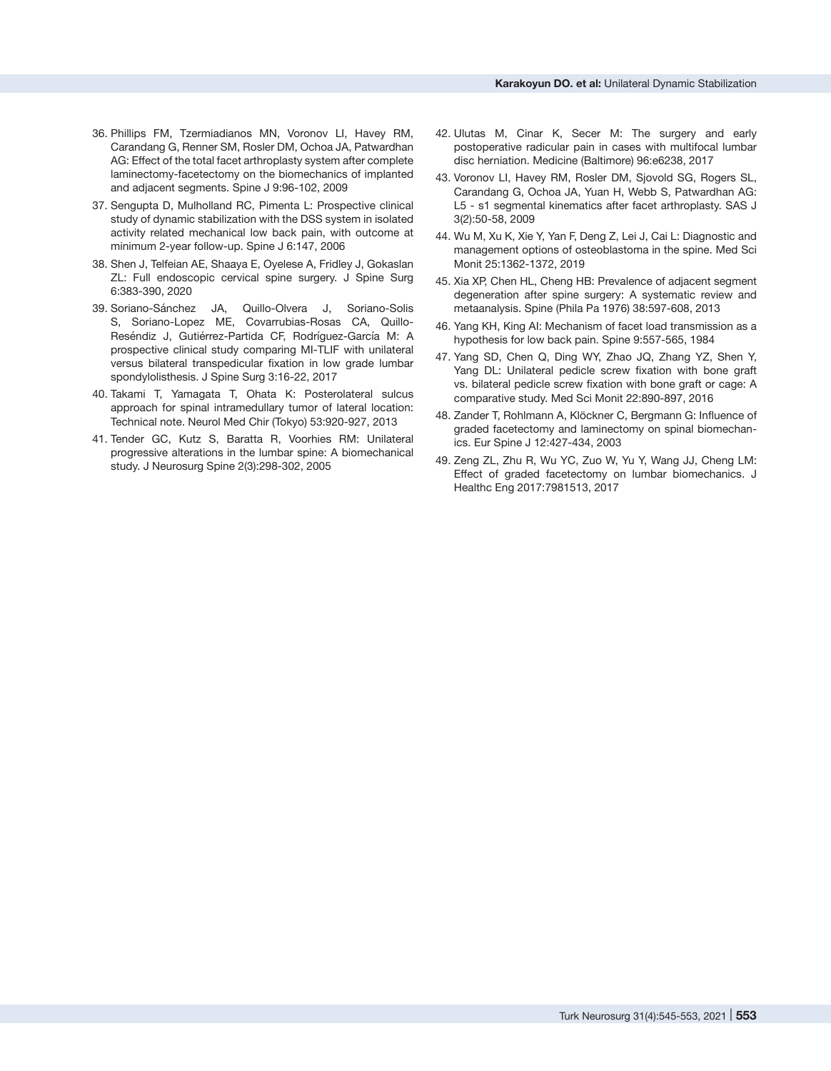36. Phillips FM, Tzermiadianos MN, Voronov LI, Havey RM, Carandang G, Renner SM, Rosler DM, Ochoa JA, Patwardhan AG: Effect of the total facet arthroplasty system after complete laminectomy-facetectomy on the biomechanics of implanted and adjacent segments. Spine J 9:96-102, 2009
37. Sengupta D, Mulholland RC, Pimenta L: Prospective clinical study of dynamic stabilization with the DSS system in isolated activity related mechanical low back pain, with outcome at minimum 2-year follow-up. Spine J 6:147, 2006
38. Shen J, Telfeian AE, Shaaya E, Oyelese A, Fridley J, Gokaslan ZL: Full endoscopic cervical spine surgery. J Spine Surg 6:383-390, 2020
39. Soriano-Sánchez JA, Quillo-Olvera J, Soriano-Solis S, Soriano-Lopez ME, Covarrubias-Rosas CA, Quillo-Reséndiz J, Gutiérrez-Partida CF, Rodríguez-García M: A prospective clinical study comparing MI-TLIF with unilateral versus bilateral transpedicular fixation in low grade lumbar spondylolisthesis. J Spine Surg 3:16-22, 2017
40. Takami T, Yamagata T, Ohata K: Posterolateral sulcus approach for spinal intramedullary tumor of lateral location: Technical note. Neurol Med Chir (Tokyo) 53:920-927, 2013
41. Tender GC, Kutz S, Baratta R, Voorhies RM: Unilateral progressive alterations in the lumbar spine: A biomechanical study. J Neurosurg Spine 2(3):298-302, 2005
42. Ulutas M, Cinar K, Secer M: The surgery and early postoperative radicular pain in cases with multifocal lumbar disc herniation. Medicine (Baltimore) 96:e6238, 2017
43. Voronov LI, Havey RM, Rosler DM, Sjovold SG, Rogers SL, Carandang G, Ochoa JA, Yuan H, Webb S, Patwardhan AG: L5 - s1 segmental kinematics after facet arthroplasty. SAS J 3(2):50-58, 2009
44. Wu M, Xu K, Xie Y, Yan F, Deng Z, Lei J, Cai L: Diagnostic and management options of osteoblastoma in the spine. Med Sci Monit 25:1362-1372, 2019
45. Xia XP, Chen HL, Cheng HB: Prevalence of adjacent segment degeneration after spine surgery: A systematic review and metaanalysis. Spine (Phila Pa 1976) 38:597-608, 2013
46. Yang KH, King AI: Mechanism of facet load transmission as a hypothesis for low back pain. Spine 9:557-565, 1984
47. Yang SD, Chen Q, Ding WY, Zhao JQ, Zhang YZ, Shen Y, Yang DL: Unilateral pedicle screw fixation with bone graft vs. bilateral pedicle screw fixation with bone graft or cage: A comparative study. Med Sci Monit 22:890-897, 2016
48. Zander T, Rohlmann A, Klöckner C, Bergmann G: Influence of graded facetectomy and laminectomy on spinal biomechanics. Eur Spine J 12:427-434, 2003
49. Zeng ZL, Zhu R, Wu YC, Zuo W, Yu Y, Wang JJ, Cheng LM: Effect of graded facetectomy on lumbar biomechanics. J Healthc Eng 2017:7981513, 2017